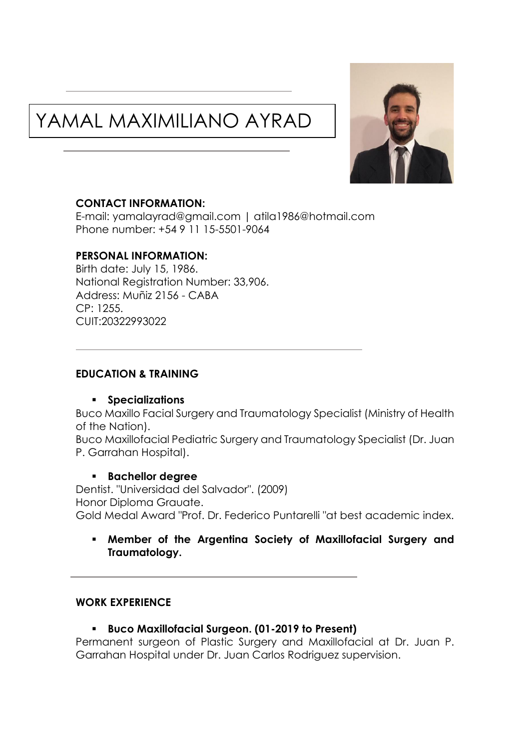# YAMAL MAXIMILIANO AYRAD

**CONTACT INFORMATION:**
E-mail: yamalayrad@gmail.com | atila1986@hotmail.com
Phone number: +54 9 11 15-5501-9064

**PERSONAL INFORMATION:**
Birth date: July 15, 1986.
National Registration Number: 33,906.
Address: Muñiz 2156 - CABA
CP: 1255.
CUIT:20322993022

## EDUCATION & TRAINING

- **Specializations**

Buco Maxillo Facial Surgery and Traumatology Specialist (Ministry of Health of the Nation).
Buco Maxillofacial Pediatric Surgery and Traumatology Specialist (Dr. Juan P. Garrahan Hospital).

- **Bachellor degree**

Dentist. "Universidad del Salvador". (2009)
Honor Diploma Grauate.
Gold Medal Award "Prof. Dr. Federico Puntarelli "at best academic index.

- **Member of the Argentina Society of Maxillofacial Surgery and Traumatology.**

## WORK EXPERIENCE

- **Buco Maxillofacial Surgeon. (01-2019 to Present)**

Permanent surgeon of Plastic Surgery and Maxillofacial at Dr. Juan P. Garrahan Hospital under Dr. Juan Carlos Rodriguez supervision.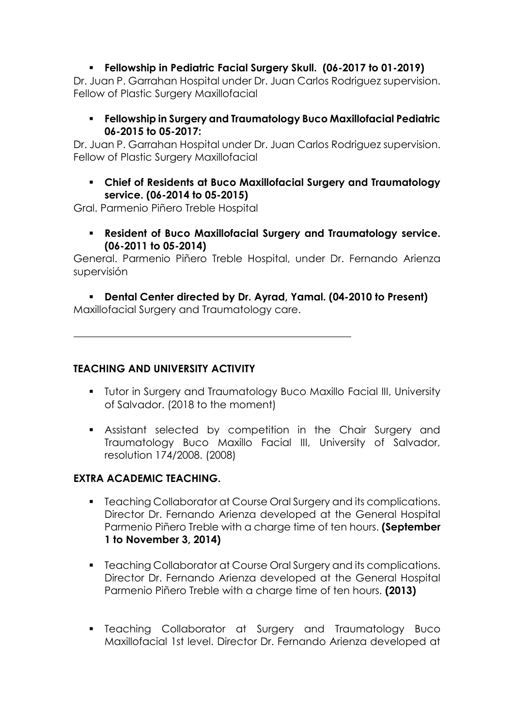- **Fellowship in Pediatric Facial Surgery Skull. (06-2017 to 01-2019)**

Dr. Juan P. Garrahan Hospital under Dr. Juan Carlos Rodriguez supervision. Fellow of Plastic Surgery Maxillofacial

- **Fellowship in Surgery and Traumatology Buco Maxillofacial Pediatric 06-2015 to 05-2017:**

Dr. Juan P. Garrahan Hospital under Dr. Juan Carlos Rodriguez supervision. Fellow of Plastic Surgery Maxillofacial

- **Chief of Residents at Buco Maxillofacial Surgery and Traumatology service. (06-2014 to 05-2015)**

Gral. Parmenio Piñero Treble Hospital

- **Resident of Buco Maxillofacial Surgery and Traumatology service. (06-2011 to 05-2014)**

General. Parmenio Piñero Treble Hospital, under Dr. Fernando Arienza supervisión

- **Dental Center directed by Dr. Ayrad, Yamal. (04-2010 to Present)**

Maxillofacial Surgery and Traumatology care.

---

**TEACHING AND UNIVERSITY ACTIVITY**

- Tutor in Surgery and Traumatology Buco Maxillo Facial III, University of Salvador. (2018 to the moment)
- Assistant selected by competition in the Chair Surgery and Traumatology Buco Maxillo Facial III, University of Salvador, resolution 174/2008. (2008)

**EXTRA ACADEMIC TEACHING.**

- Teaching Collaborator at Course Oral Surgery and its complications. Director Dr. Fernando Arienza developed at the General Hospital Parmenio Piñero Treble with a charge time of ten hours. **(September 1 to November 3, 2014)**
- Teaching Collaborator at Course Oral Surgery and its complications. Director Dr. Fernando Arienza developed at the General Hospital Parmenio Piñero Treble with a charge time of ten hours. **(2013)**
- Teaching Collaborator at Surgery and Traumatology Buco Maxillofacial 1st level. Director Dr. Fernando Arienza developed at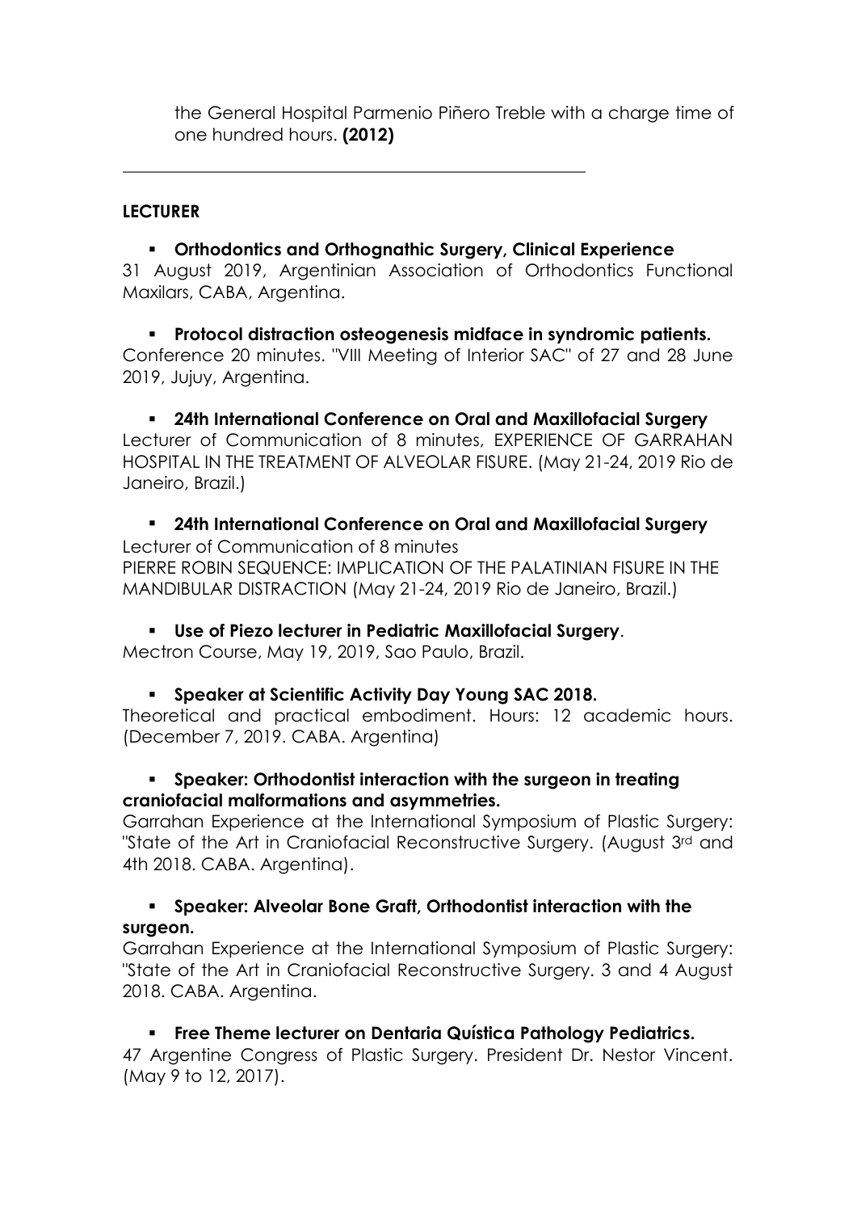the General Hospital Parmenio Piñero Treble with a charge time of one hundred hours. **(2012)**

---

**LECTURER**

- **Orthodontics and Orthognathic Surgery, Clinical Experience**

31 August 2019, Argentinian Association of Orthodontics Functional Maxilars, CABA, Argentina.

- **Protocol distraction osteogenesis midface in syndromic patients.**

Conference 20 minutes. "VIII Meeting of Interior SAC" of 27 and 28 June 2019, Jujuy, Argentina.

- **24th International Conference on Oral and Maxillofacial Surgery**

Lecturer of Communication of 8 minutes, EXPERIENCE OF GARRAHAN HOSPITAL IN THE TREATMENT OF ALVEOLAR FISURE. (May 21-24, 2019 Rio de Janeiro, Brazil.)

- **24th International Conference on Oral and Maxillofacial Surgery**

Lecturer of Communication of 8 minutes
PIERRE ROBIN SEQUENCE: IMPLICATION OF THE PALATINIAN FISURE IN THE MANDIBULAR DISTRACTION (May 21-24, 2019 Rio de Janeiro, Brazil.)

- **Use of Piezo lecturer in Pediatric Maxillofacial Surgery**.

Mectron Course, May 19, 2019, Sao Paulo, Brazil.

- **Speaker at Scientific Activity Day Young SAC 2018.**

Theoretical and practical embodiment. Hours: 12 academic hours. (December 7, 2019. CABA. Argentina)

- **Speaker: Orthodontist interaction with the surgeon in treating craniofacial malformations and asymmetries.**

Garrahan Experience at the International Symposium of Plastic Surgery: "State of the Art in Craniofacial Reconstructive Surgery. (August 3rd and 4th 2018. CABA. Argentina).

- **Speaker: Alveolar Bone Graft, Orthodontist interaction with the surgeon.**

Garrahan Experience at the International Symposium of Plastic Surgery: "State of the Art in Craniofacial Reconstructive Surgery. 3 and 4 August 2018. CABA. Argentina.

- **Free Theme lecturer on Dentaria Quística Pathology Pediatrics.**

47 Argentine Congress of Plastic Surgery. President Dr. Nestor Vincent. (May 9 to 12, 2017).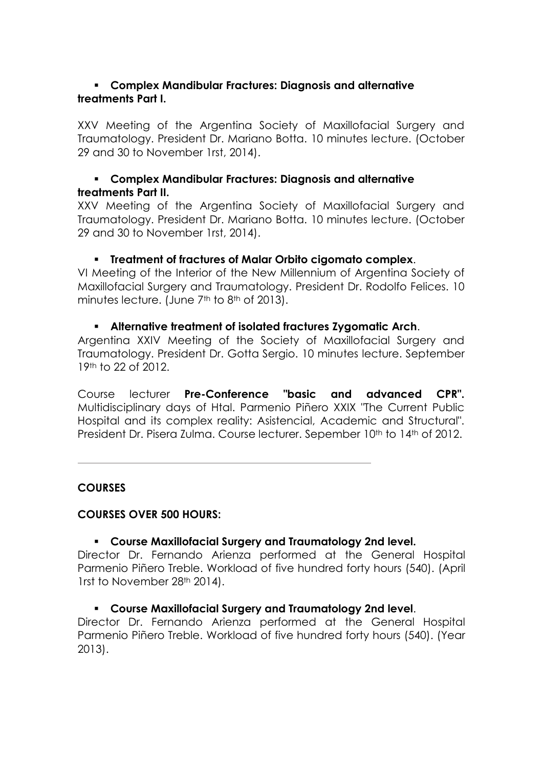- **Complex Mandibular Fractures: Diagnosis and alternative treatments Part I.**

XXV Meeting of the Argentina Society of Maxillofacial Surgery and Traumatology. President Dr. Mariano Botta. 10 minutes lecture. (October 29 and 30 to November 1rst, 2014).

- **Complex Mandibular Fractures: Diagnosis and alternative treatments Part II.**

XXV Meeting of the Argentina Society of Maxillofacial Surgery and Traumatology. President Dr. Mariano Botta. 10 minutes lecture. (October 29 and 30 to November 1rst, 2014).

- **Treatment of fractures of Malar Orbito cigomato complex**.

VI Meeting of the Interior of the New Millennium of Argentina Society of Maxillofacial Surgery and Traumatology. President Dr. Rodolfo Felices. 10 minutes lecture. (June 7th to 8th of 2013).

- **Alternative treatment of isolated fractures Zygomatic Arch**.

Argentina XXIV Meeting of the Society of Maxillofacial Surgery and Traumatology. President Dr. Gotta Sergio. 10 minutes lecture. September 19th to 22 of 2012.

Course lecturer **Pre-Conference "basic and advanced CPR".** Multidisciplinary days of Htal. Parmenio Piñero XXIX "The Current Public Hospital and its complex reality: Asistencial, Academic and Structural". President Dr. Pisera Zulma. Course lecturer. Sepember 10th to 14th of 2012.

---

## COURSES

### COURSES OVER 500 HOURS:

- **Course Maxillofacial Surgery and Traumatology 2nd level.**

Director Dr. Fernando Arienza performed at the General Hospital Parmenio Piñero Treble. Workload of five hundred forty hours (540). (April 1rst to November 28th 2014).

- **Course Maxillofacial Surgery and Traumatology 2nd level**.

Director Dr. Fernando Arienza performed at the General Hospital Parmenio Piñero Treble. Workload of five hundred forty hours (540). (Year 2013).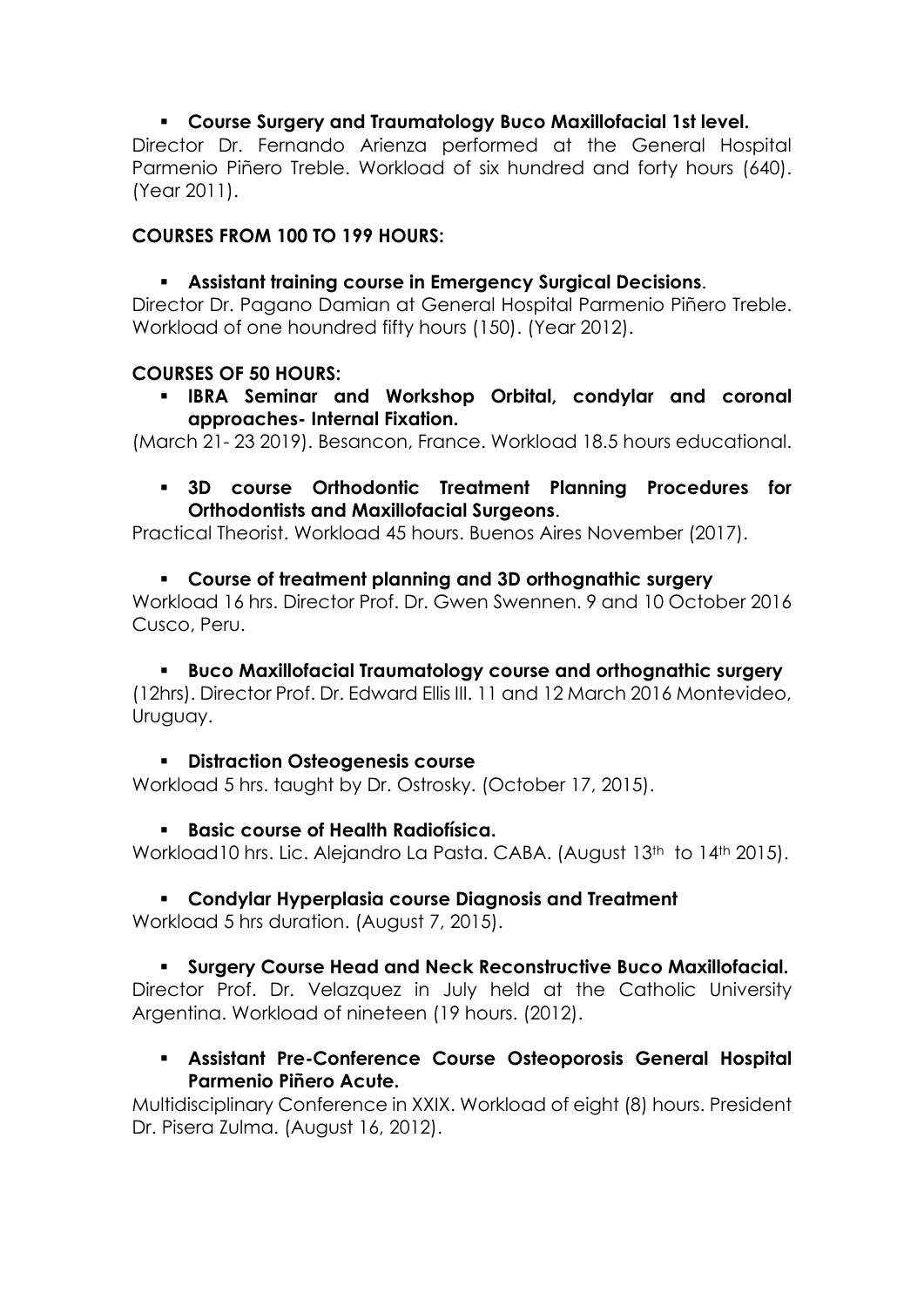- **Course Surgery and Traumatology Buco Maxillofacial 1st level.**

Director Dr. Fernando Arienza performed at the General Hospital Parmenio Piñero Treble. Workload of six hundred and forty hours (640). (Year 2011).

**COURSES FROM 100 TO 199 HOURS:**

- **Assistant training course in Emergency Surgical Decisions**.

Director Dr. Pagano Damian at General Hospital Parmenio Piñero Treble. Workload of one houndred fifty hours (150). (Year 2012).

**COURSES OF 50 HOURS:**

- **IBRA Seminar and Workshop Orbital, condylar and coronal approaches- Internal Fixation.**

(March 21- 23 2019). Besancon, France. Workload 18.5 hours educational.

- **3D course Orthodontic Treatment Planning Procedures for Orthodontists and Maxillofacial Surgeons**.

Practical Theorist. Workload 45 hours. Buenos Aires November (2017).

- **Course of treatment planning and 3D orthognathic surgery**

Workload 16 hrs. Director Prof. Dr. Gwen Swennen. 9 and 10 October 2016 Cusco, Peru.

- **Buco Maxillofacial Traumatology course and orthognathic surgery**

(12hrs). Director Prof. Dr. Edward Ellis III. 11 and 12 March 2016 Montevideo, Uruguay.

- **Distraction Osteogenesis course**

Workload 5 hrs. taught by Dr. Ostrosky. (October 17, 2015).

- **Basic course of Health Radiofísica.**

Workload10 hrs. Lic. Alejandro La Pasta. CABA. (August 13th to 14th 2015).

- **Condylar Hyperplasia course Diagnosis and Treatment**

Workload 5 hrs duration. (August 7, 2015).

- **Surgery Course Head and Neck Reconstructive Buco Maxillofacial.**

Director Prof. Dr. Velazquez in July held at the Catholic University Argentina. Workload of nineteen (19 hours. (2012).

- **Assistant Pre-Conference Course Osteoporosis General Hospital Parmenio Piñero Acute.**

Multidisciplinary Conference in XXIX. Workload of eight (8) hours. President Dr. Pisera Zulma. (August 16, 2012).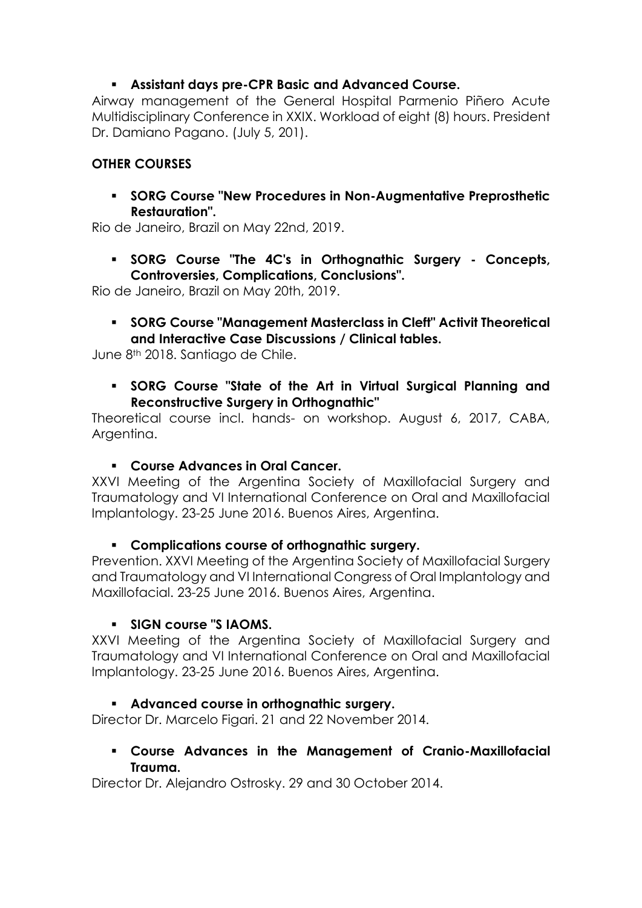- **Assistant days pre-CPR Basic and Advanced Course.**

Airway management of the General Hospital Parmenio Piñero Acute Multidisciplinary Conference in XXIX. Workload of eight (8) hours. President Dr. Damiano Pagano. (July 5, 201).

**OTHER COURSES**

- **SORG Course "New Procedures in Non-Augmentative Preprosthetic Restauration".**

Rio de Janeiro, Brazil on May 22nd, 2019.

- **SORG Course "The 4C's in Orthognathic Surgery - Concepts, Controversies, Complications, Conclusions".**

Rio de Janeiro, Brazil on May 20th, 2019.

- **SORG Course "Management Masterclass in Cleft" Activit Theoretical and Interactive Case Discussions / Clinical tables.**

June 8th 2018. Santiago de Chile.

- **SORG Course "State of the Art in Virtual Surgical Planning and Reconstructive Surgery in Orthognathic"**

Theoretical course incl. hands- on workshop. August 6, 2017, CABA, Argentina.

- **Course Advances in Oral Cancer.**

XXVI Meeting of the Argentina Society of Maxillofacial Surgery and Traumatology and VI International Conference on Oral and Maxillofacial Implantology. 23-25 June 2016. Buenos Aires, Argentina.

- **Complications course of orthognathic surgery.**

Prevention. XXVI Meeting of the Argentina Society of Maxillofacial Surgery and Traumatology and VI International Congress of Oral Implantology and Maxillofacial. 23-25 June 2016. Buenos Aires, Argentina.

- **SIGN course "S IAOMS.**

XXVI Meeting of the Argentina Society of Maxillofacial Surgery and Traumatology and VI International Conference on Oral and Maxillofacial Implantology. 23-25 June 2016. Buenos Aires, Argentina.

- **Advanced course in orthognathic surgery.**

Director Dr. Marcelo Figari. 21 and 22 November 2014.

- **Course Advances in the Management of Cranio-Maxillofacial Trauma.**

Director Dr. Alejandro Ostrosky. 29 and 30 October 2014.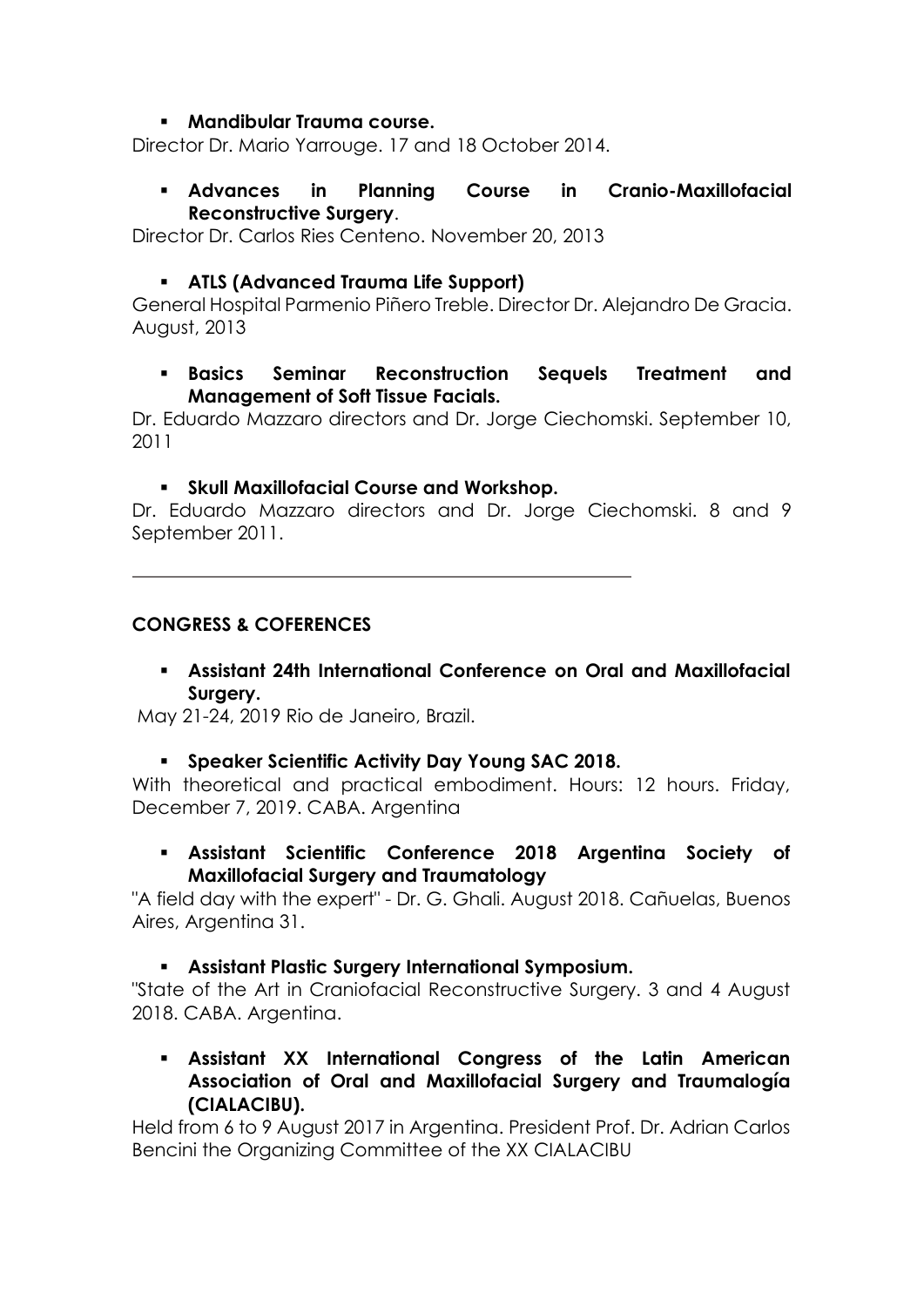- **Mandibular Trauma course.**

Director Dr. Mario Yarrouge. 17 and 18 October 2014.

- **Advances in Planning Course in Cranio-Maxillofacial Reconstructive Surgery**.

Director Dr. Carlos Ries Centeno. November 20, 2013

- **ATLS (Advanced Trauma Life Support)**

General Hospital Parmenio Piñero Treble. Director Dr. Alejandro De Gracia. August, 2013

- **Basics Seminar Reconstruction Sequels Treatment and Management of Soft Tissue Facials.**

Dr. Eduardo Mazzaro directors and Dr. Jorge Ciechomski. September 10, 2011

- **Skull Maxillofacial Course and Workshop.**

Dr. Eduardo Mazzaro directors and Dr. Jorge Ciechomski. 8 and 9 September 2011.

---

**CONGRESS & COFERENCES**

- **Assistant 24th International Conference on Oral and Maxillofacial Surgery.**

May 21-24, 2019 Rio de Janeiro, Brazil.

- **Speaker Scientific Activity Day Young SAC 2018.**

With theoretical and practical embodiment. Hours: 12 hours. Friday, December 7, 2019. CABA. Argentina

- **Assistant Scientific Conference 2018 Argentina Society of Maxillofacial Surgery and Traumatology**

"A field day with the expert" - Dr. G. Ghali. August 2018. Cañuelas, Buenos Aires, Argentina 31.

- **Assistant Plastic Surgery International Symposium.**

"State of the Art in Craniofacial Reconstructive Surgery. 3 and 4 August 2018. CABA. Argentina.

- **Assistant XX International Congress of the Latin American Association of Oral and Maxillofacial Surgery and Traumalogía (CIALACIBU).**

Held from 6 to 9 August 2017 in Argentina. President Prof. Dr. Adrian Carlos Bencini the Organizing Committee of the XX CIALACIBU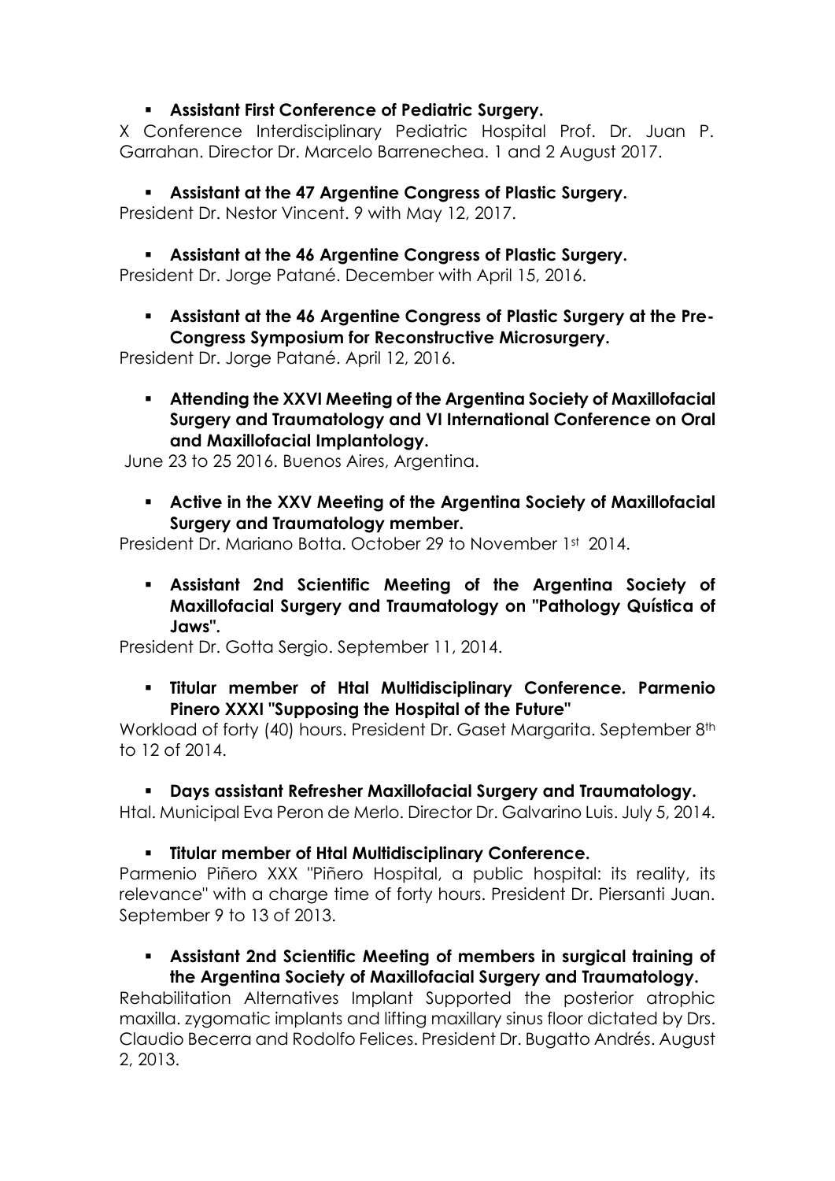- **Assistant First Conference of Pediatric Surgery.**

X Conference Interdisciplinary Pediatric Hospital Prof. Dr. Juan P. Garrahan. Director Dr. Marcelo Barrenechea. 1 and 2 August 2017.

- **Assistant at the 47 Argentine Congress of Plastic Surgery.**

President Dr. Nestor Vincent. 9 with May 12, 2017.

- **Assistant at the 46 Argentine Congress of Plastic Surgery.**

President Dr. Jorge Patané. December with April 15, 2016.

- **Assistant at the 46 Argentine Congress of Plastic Surgery at the Pre-Congress Symposium for Reconstructive Microsurgery.**

President Dr. Jorge Patané. April 12, 2016.

- **Attending the XXVI Meeting of the Argentina Society of Maxillofacial Surgery and Traumatology and VI International Conference on Oral and Maxillofacial Implantology.**

June 23 to 25 2016. Buenos Aires, Argentina.

- **Active in the XXV Meeting of the Argentina Society of Maxillofacial Surgery and Traumatology member.**

President Dr. Mariano Botta. October 29 to November 1st 2014.

- **Assistant 2nd Scientific Meeting of the Argentina Society of Maxillofacial Surgery and Traumatology on "Pathology Quística of Jaws".**

President Dr. Gotta Sergio. September 11, 2014.

- **Titular member of Htal Multidisciplinary Conference. Parmenio Pinero XXXI "Supposing the Hospital of the Future"**

Workload of forty (40) hours. President Dr. Gaset Margarita. September 8th to 12 of 2014.

- **Days assistant Refresher Maxillofacial Surgery and Traumatology.**

Htal. Municipal Eva Peron de Merlo. Director Dr. Galvarino Luis. July 5, 2014.

- **Titular member of Htal Multidisciplinary Conference.**

Parmenio Piñero XXX "Piñero Hospital, a public hospital: its reality, its relevance" with a charge time of forty hours. President Dr. Piersanti Juan. September 9 to 13 of 2013.

- **Assistant 2nd Scientific Meeting of members in surgical training of the Argentina Society of Maxillofacial Surgery and Traumatology.**

Rehabilitation Alternatives Implant Supported the posterior atrophic maxilla. zygomatic implants and lifting maxillary sinus floor dictated by Drs. Claudio Becerra and Rodolfo Felices. President Dr. Bugatto Andrés. August 2, 2013.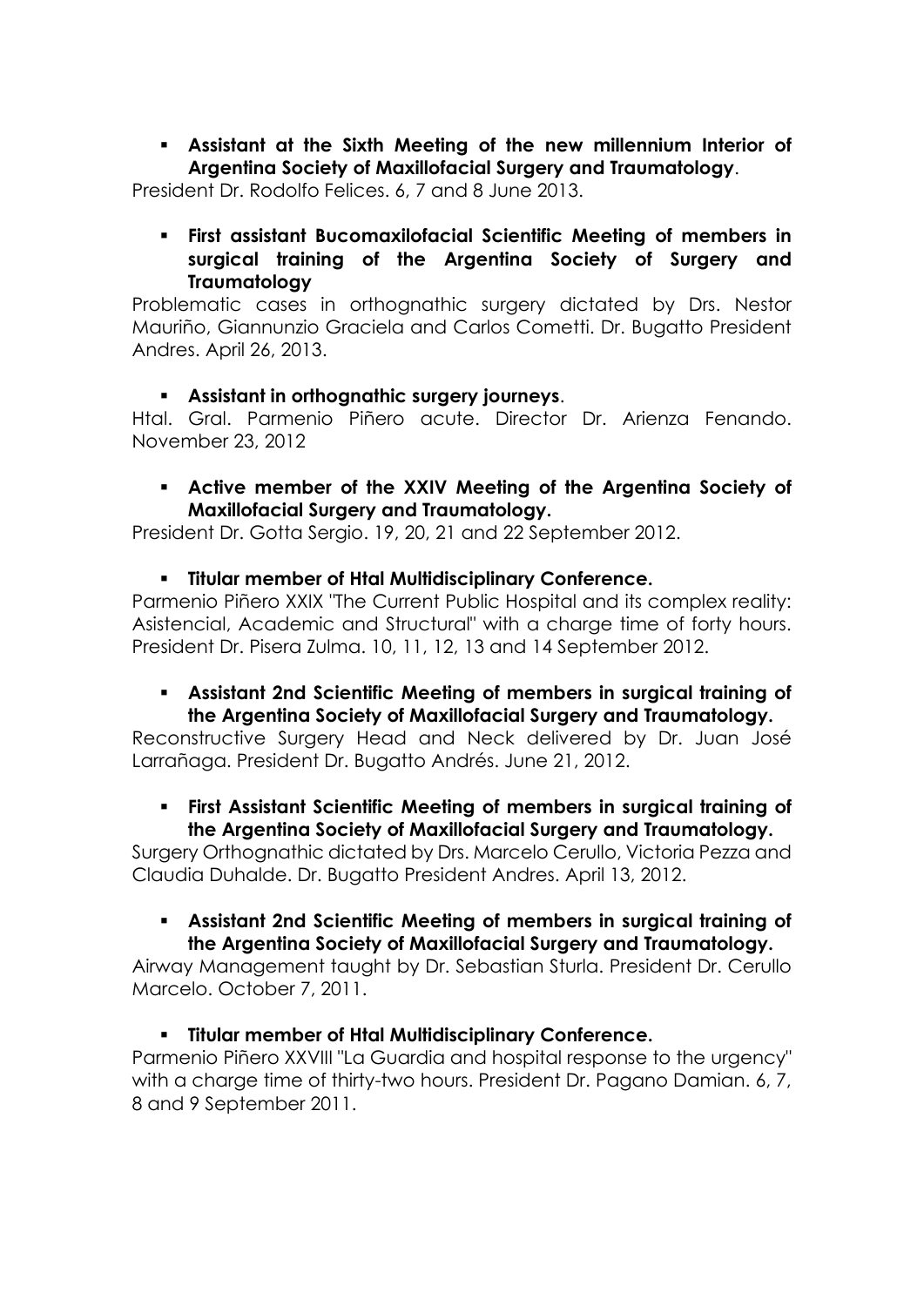- **Assistant at the Sixth Meeting of the new millennium Interior of Argentina Society of Maxillofacial Surgery and Traumatology**.

President Dr. Rodolfo Felices. 6, 7 and 8 June 2013.

- **First assistant Bucomaxilofacial Scientific Meeting of members in surgical training of the Argentina Society of Surgery and Traumatology**

Problematic cases in orthognathic surgery dictated by Drs. Nestor Mauriño, Giannunzio Graciela and Carlos Cometti. Dr. Bugatto President Andres. April 26, 2013.

- **Assistant in orthognathic surgery journeys**.

Htal. Gral. Parmenio Piñero acute. Director Dr. Arienza Fenando. November 23, 2012

- **Active member of the XXIV Meeting of the Argentina Society of Maxillofacial Surgery and Traumatology.**

President Dr. Gotta Sergio. 19, 20, 21 and 22 September 2012.

- **Titular member of Htal Multidisciplinary Conference.**

Parmenio Piñero XXIX "The Current Public Hospital and its complex reality: Asistencial, Academic and Structural" with a charge time of forty hours. President Dr. Pisera Zulma. 10, 11, 12, 13 and 14 September 2012.

- **Assistant 2nd Scientific Meeting of members in surgical training of the Argentina Society of Maxillofacial Surgery and Traumatology.**

Reconstructive Surgery Head and Neck delivered by Dr. Juan José Larrañaga. President Dr. Bugatto Andrés. June 21, 2012.

- **First Assistant Scientific Meeting of members in surgical training of the Argentina Society of Maxillofacial Surgery and Traumatology.**

Surgery Orthognathic dictated by Drs. Marcelo Cerullo, Victoria Pezza and Claudia Duhalde. Dr. Bugatto President Andres. April 13, 2012.

- **Assistant 2nd Scientific Meeting of members in surgical training of the Argentina Society of Maxillofacial Surgery and Traumatology.**

Airway Management taught by Dr. Sebastian Sturla. President Dr. Cerullo Marcelo. October 7, 2011.

- **Titular member of Htal Multidisciplinary Conference.**

Parmenio Piñero XXVIII "La Guardia and hospital response to the urgency" with a charge time of thirty-two hours. President Dr. Pagano Damian. 6, 7, 8 and 9 September 2011.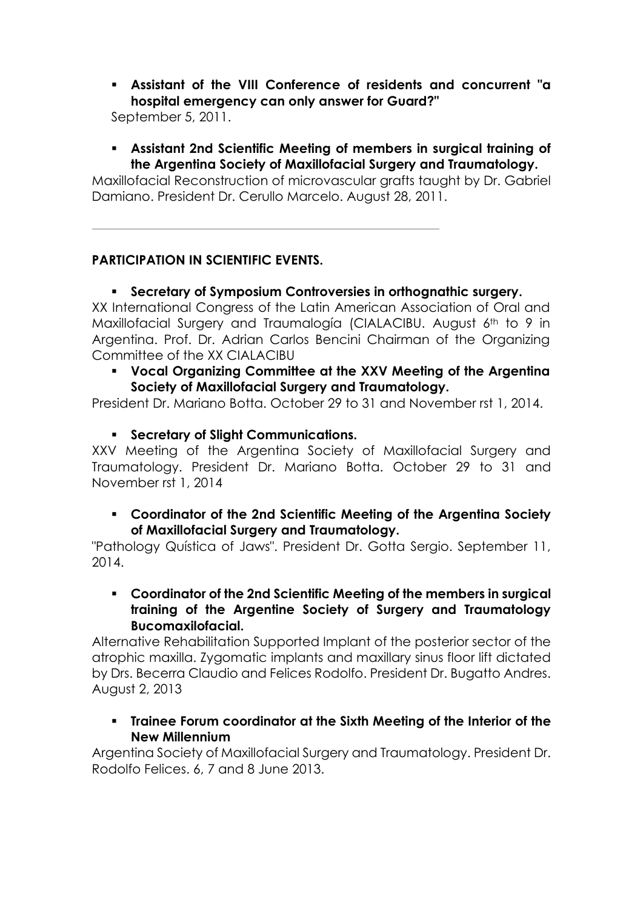- **Assistant of the VIII Conference of residents and concurrent "a hospital emergency can only answer for Guard?"**

September 5, 2011.

- **Assistant 2nd Scientific Meeting of members in surgical training of the Argentina Society of Maxillofacial Surgery and Traumatology.**

Maxillofacial Reconstruction of microvascular grafts taught by Dr. Gabriel Damiano. President Dr. Cerullo Marcelo. August 28, 2011.

---

**PARTICIPATION IN SCIENTIFIC EVENTS.**

- **Secretary of Symposium Controversies in orthognathic surgery.**

XX International Congress of the Latin American Association of Oral and Maxillofacial Surgery and Traumalogía (CIALACIBU. August 6th to 9 in Argentina. Prof. Dr. Adrian Carlos Bencini Chairman of the Organizing Committee of the XX CIALACIBU

- **Vocal Organizing Committee at the XXV Meeting of the Argentina Society of Maxillofacial Surgery and Traumatology.**

President Dr. Mariano Botta. October 29 to 31 and November rst 1, 2014.

- **Secretary of Slight Communications.**

XXV Meeting of the Argentina Society of Maxillofacial Surgery and Traumatology. President Dr. Mariano Botta. October 29 to 31 and November rst 1, 2014

- **Coordinator of the 2nd Scientific Meeting of the Argentina Society of Maxillofacial Surgery and Traumatology.**

"Pathology Quística of Jaws". President Dr. Gotta Sergio. September 11, 2014.

- **Coordinator of the 2nd Scientific Meeting of the members in surgical training of the Argentine Society of Surgery and Traumatology Bucomaxilofacial.**

Alternative Rehabilitation Supported Implant of the posterior sector of the atrophic maxilla. Zygomatic implants and maxillary sinus floor lift dictated by Drs. Becerra Claudio and Felices Rodolfo. President Dr. Bugatto Andres. August 2, 2013

- **Trainee Forum coordinator at the Sixth Meeting of the Interior of the New Millennium**

Argentina Society of Maxillofacial Surgery and Traumatology. President Dr. Rodolfo Felices. 6, 7 and 8 June 2013.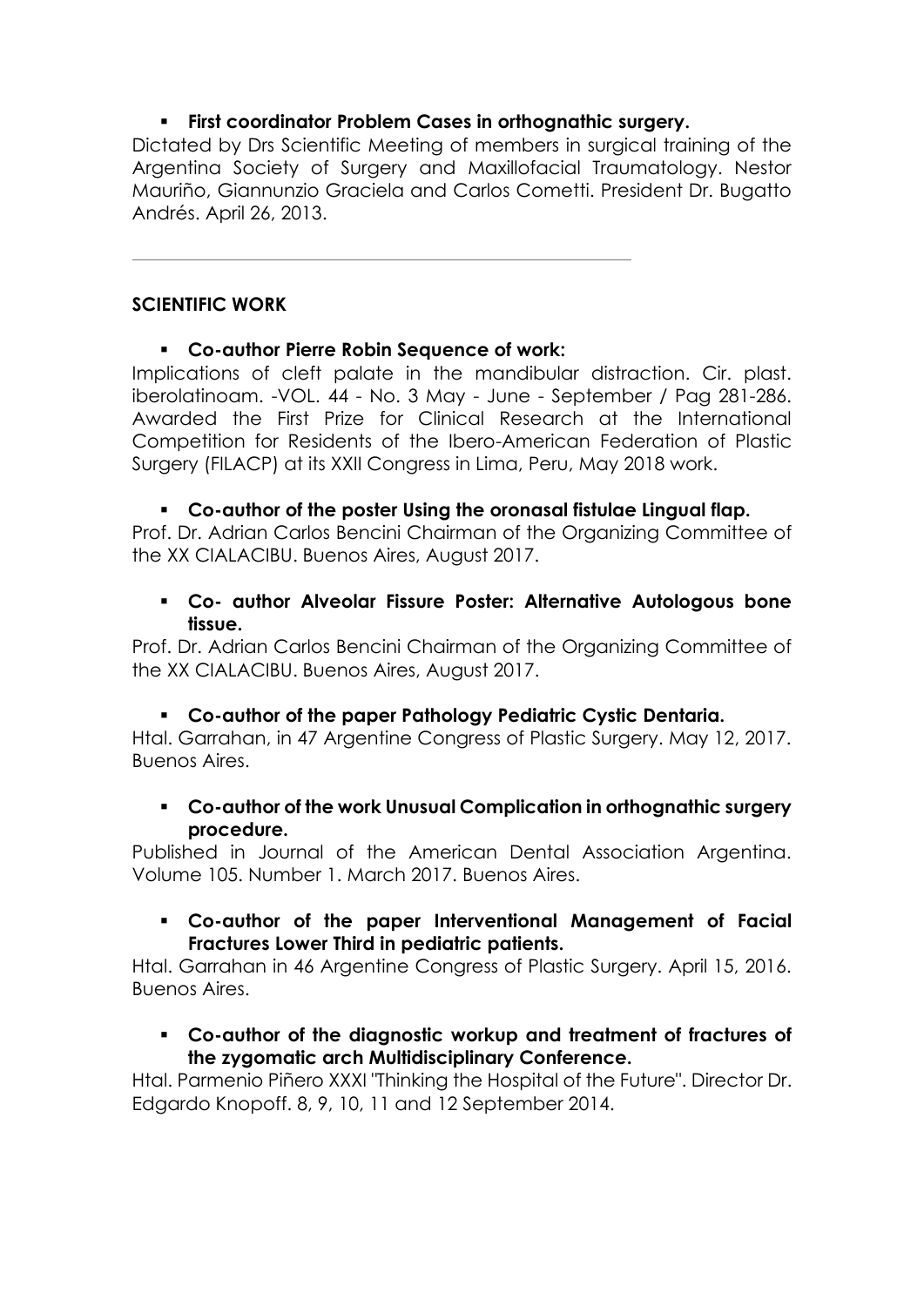- **First coordinator Problem Cases in orthognathic surgery.**

Dictated by Drs Scientific Meeting of members in surgical training of the Argentina Society of Surgery and Maxillofacial Traumatology. Nestor Mauriño, Giannunzio Graciela and Carlos Cometti. President Dr. Bugatto Andrés. April 26, 2013.

---

## SCIENTIFIC WORK

- **Co-author Pierre Robin Sequence of work:**

Implications of cleft palate in the mandibular distraction. Cir. plast. iberolatinoam. -VOL. 44 - No. 3 May - June - September / Pag 281-286. Awarded the First Prize for Clinical Research at the International Competition for Residents of the Ibero-American Federation of Plastic Surgery (FILACP) at its XXII Congress in Lima, Peru, May 2018 work.

- **Co-author of the poster Using the oronasal fistulae Lingual flap.**

Prof. Dr. Adrian Carlos Bencini Chairman of the Organizing Committee of the XX CIALACIBU. Buenos Aires, August 2017.

- **Co- author Alveolar Fissure Poster: Alternative Autologous bone tissue.**

Prof. Dr. Adrian Carlos Bencini Chairman of the Organizing Committee of the XX CIALACIBU. Buenos Aires, August 2017.

- **Co-author of the paper Pathology Pediatric Cystic Dentaria.**

Htal. Garrahan, in 47 Argentine Congress of Plastic Surgery. May 12, 2017. Buenos Aires.

- **Co-author of the work Unusual Complication in orthognathic surgery procedure.**

Published in Journal of the American Dental Association Argentina. Volume 105. Number 1. March 2017. Buenos Aires.

- **Co-author of the paper Interventional Management of Facial Fractures Lower Third in pediatric patients.**

Htal. Garrahan in 46 Argentine Congress of Plastic Surgery. April 15, 2016. Buenos Aires.

- **Co-author of the diagnostic workup and treatment of fractures of the zygomatic arch Multidisciplinary Conference.**

Htal. Parmenio Piñero XXXI "Thinking the Hospital of the Future". Director Dr. Edgardo Knopoff. 8, 9, 10, 11 and 12 September 2014.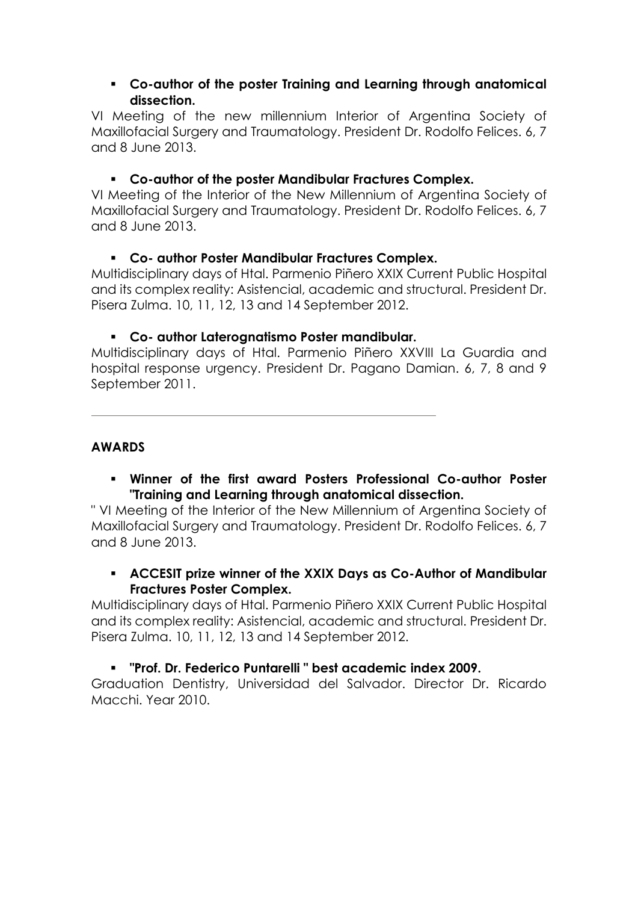- **Co-author of the poster Training and Learning through anatomical dissection.**

VI Meeting of the new millennium Interior of Argentina Society of Maxillofacial Surgery and Traumatology. President Dr. Rodolfo Felices. 6, 7 and 8 June 2013.

- **Co-author of the poster Mandibular Fractures Complex.**

VI Meeting of the Interior of the New Millennium of Argentina Society of Maxillofacial Surgery and Traumatology. President Dr. Rodolfo Felices. 6, 7 and 8 June 2013.

- **Co- author Poster Mandibular Fractures Complex.**

Multidisciplinary days of Htal. Parmenio Piñero XXIX Current Public Hospital and its complex reality: Asistencial, academic and structural. President Dr. Pisera Zulma. 10, 11, 12, 13 and 14 September 2012.

- **Co- author Laterognatismo Poster mandibular.**

Multidisciplinary days of Htal. Parmenio Piñero XXVIII La Guardia and hospital response urgency. President Dr. Pagano Damian. 6, 7, 8 and 9 September 2011.

---

**AWARDS**

- **Winner of the first award Posters Professional Co-author Poster "Training and Learning through anatomical dissection.**

" VI Meeting of the Interior of the New Millennium of Argentina Society of Maxillofacial Surgery and Traumatology. President Dr. Rodolfo Felices. 6, 7 and 8 June 2013.

- **ACCESIT prize winner of the XXIX Days as Co-Author of Mandibular Fractures Poster Complex.**

Multidisciplinary days of Htal. Parmenio Piñero XXIX Current Public Hospital and its complex reality: Asistencial, academic and structural. President Dr. Pisera Zulma. 10, 11, 12, 13 and 14 September 2012.

- **"Prof. Dr. Federico Puntarelli " best academic index 2009.**

Graduation Dentistry, Universidad del Salvador. Director Dr. Ricardo Macchi. Year 2010.